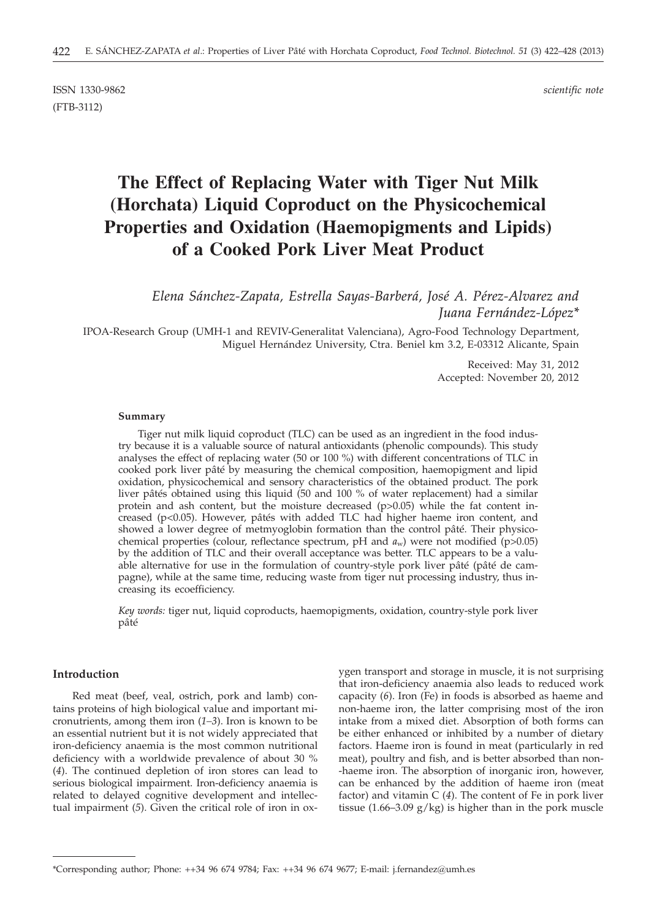ISSN 1330-9862 *scientific note*
(FTB-3112)

# The Effect of Replacing Water with Tiger Nut Milk (Horchata) Liquid Coproduct on the Physicochemical Properties and Oxidation (Haemopigments and Lipids) of a Cooked Pork Liver Meat Product

*Elena Sánchez-Zapata, Estrella Sayas-Barberá, José A. Pérez-Alvarez and Juana Fernández-López\**

IPOA-Research Group (UMH-1 and REVIV-Generalitat Valenciana), Agro-Food Technology Department, Miguel Hernández University, Ctra. Beniel km 3.2, E-03312 Alicante, Spain

Received: May 31, 2012
Accepted: November 20, 2012

### Summary

Tiger nut milk liquid coproduct (TLC) can be used as an ingredient in the food industry because it is a valuable source of natural antioxidants (phenolic compounds). This study analyses the effect of replacing water (50 or 100 %) with different concentrations of TLC in cooked pork liver pâté by measuring the chemical composition, haemopigment and lipid oxidation, physicochemical and sensory characteristics of the obtained product. The pork liver pâtés obtained using this liquid (50 and 100 % of water replacement) had a similar protein and ash content, but the moisture decreased ($p>0.05$) while the fat content increased ($p<0.05$). However, pâtés with added TLC had higher haeme iron content, and showed a lower degree of metmyoglobin formation than the control pâté. Their physicochemical properties (colour, reflectance spectrum, pH and $a_w$) were not modified ($p>0.05$) by the addition of TLC and their overall acceptance was better. TLC appears to be a valuable alternative for use in the formulation of country-style pork liver pâté (pâté de campagne), while at the same time, reducing waste from tiger nut processing industry, thus increasing its ecoefficiency.

*Key words:* tiger nut, liquid coproducts, haemopigments, oxidation, country-style pork liver pâté

## Introduction

Red meat (beef, veal, ostrich, pork and lamb) contains proteins of high biological value and important micronutrients, among them iron (*1–3*). Iron is known to be an essential nutrient but it is not widely appreciated that iron-deficiency anaemia is the most common nutritional deficiency with a worldwide prevalence of about 30 % (*4*). The continued depletion of iron stores can lead to serious biological impairment. Iron-deficiency anaemia is related to delayed cognitive development and intellectual impairment (*5*). Given the critical role of iron in oxygen transport and storage in muscle, it is not surprising that iron-deficiency anaemia also leads to reduced work capacity (*6*). Iron (Fe) in foods is absorbed as haeme and non-haeme iron, the latter comprising most of the iron intake from a mixed diet. Absorption of both forms can be either enhanced or inhibited by a number of dietary factors. Haeme iron is found in meat (particularly in red meat), poultry and fish, and is better absorbed than non-haeme iron. The absorption of inorganic iron, however, can be enhanced by the addition of haeme iron (meat factor) and vitamin C (*4*). The content of Fe in pork liver tissue (1.66–3.09 g/kg) is higher than in the pork muscle

---

\*Corresponding author; Phone: ++34 96 674 9784; Fax: ++34 96 674 9677; E-mail: j.fernandez@umh.es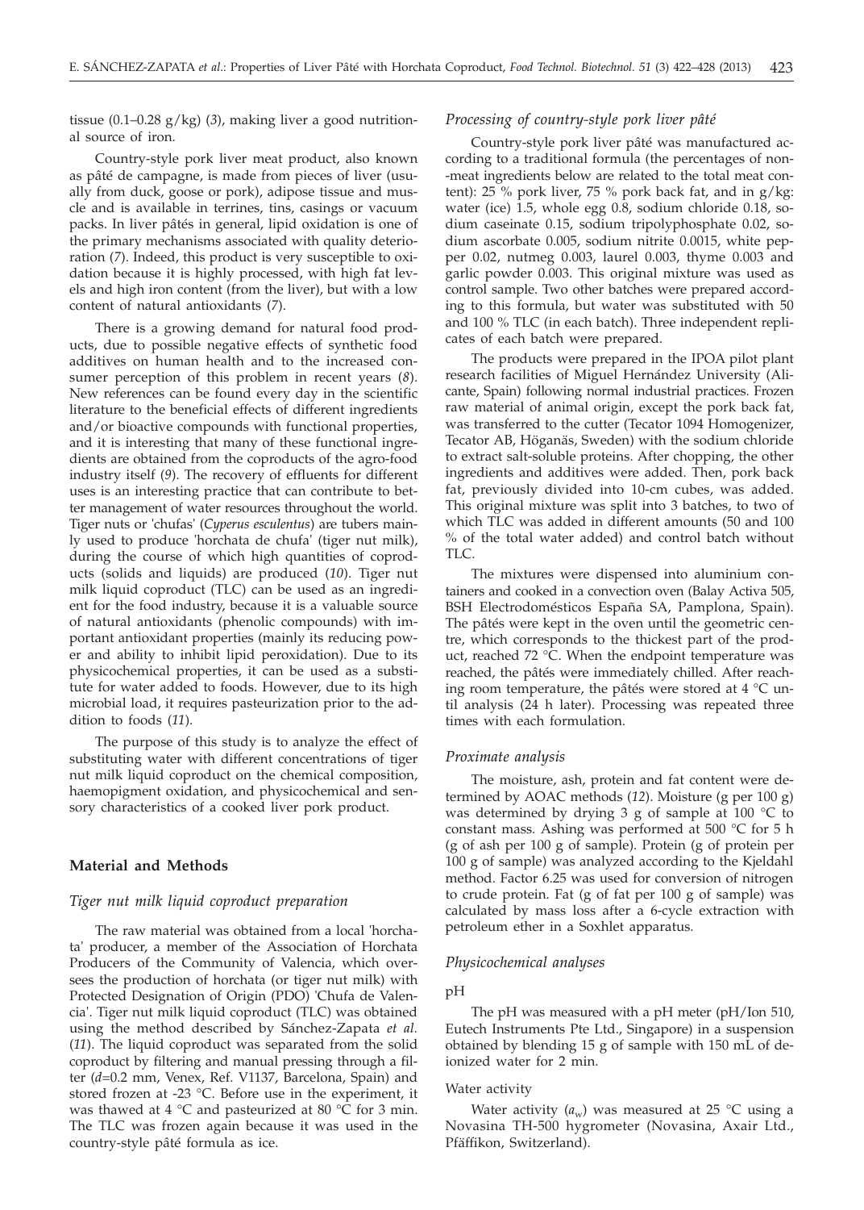tissue (0.1–0.28 g/kg) (*3*), making liver a good nutritional source of iron.

Country-style pork liver meat product, also known as pâté de campagne, is made from pieces of liver (usually from duck, goose or pork), adipose tissue and muscle and is available in terrines, tins, casings or vacuum packs. In liver pâtés in general, lipid oxidation is one of the primary mechanisms associated with quality deterioration (*7*). Indeed, this product is very susceptible to oxidation because it is highly processed, with high fat levels and high iron content (from the liver), but with a low content of natural antioxidants (*7*).

There is a growing demand for natural food products, due to possible negative effects of synthetic food additives on human health and to the increased consumer perception of this problem in recent years (*8*). New references can be found every day in the scientific literature to the beneficial effects of different ingredients and/or bioactive compounds with functional properties, and it is interesting that many of these functional ingredients are obtained from the coproducts of the agro-food industry itself (*9*). The recovery of effluents for different uses is an interesting practice that can contribute to better management of water resources throughout the world. Tiger nuts or 'chufas' (*Cyperus esculentus*) are tubers mainly used to produce 'horchata de chufa' (tiger nut milk), during the course of which high quantities of coproducts (solids and liquids) are produced (*10*). Tiger nut milk liquid coproduct (TLC) can be used as an ingredient for the food industry, because it is a valuable source of natural antioxidants (phenolic compounds) with important antioxidant properties (mainly its reducing power and ability to inhibit lipid peroxidation). Due to its physicochemical properties, it can be used as a substitute for water added to foods. However, due to its high microbial load, it requires pasteurization prior to the addition to foods (*11*).

The purpose of this study is to analyze the effect of substituting water with different concentrations of tiger nut milk liquid coproduct on the chemical composition, haemopigment oxidation, and physicochemical and sensory characteristics of a cooked liver pork product.

## Material and Methods

### *Tiger nut milk liquid coproduct preparation*

The raw material was obtained from a local 'horchata' producer, a member of the Association of Horchata Producers of the Community of Valencia, which oversees the production of horchata (or tiger nut milk) with Protected Designation of Origin (PDO) 'Chufa de Valencia'. Tiger nut milk liquid coproduct (TLC) was obtained using the method described by Sánchez-Zapata *et al.* (*11*). The liquid coproduct was separated from the solid coproduct by filtering and manual pressing through a filter ($d$=0.2 mm, Venex, Ref. V1137, Barcelona, Spain) and stored frozen at -23 °C. Before use in the experiment, it was thawed at 4 °C and pasteurized at 80 °C for 3 min. The TLC was frozen again because it was used in the country-style pâté formula as ice.

### *Processing of country-style pork liver pâté*

Country-style pork liver pâté was manufactured according to a traditional formula (the percentages of non-meat ingredients below are related to the total meat content): 25 % pork liver, 75 % pork back fat, and in g/kg: water (ice) 1.5, whole egg 0.8, sodium chloride 0.18, sodium caseinate 0.15, sodium tripolyphosphate 0.02, sodium ascorbate 0.005, sodium nitrite 0.0015, white pepper 0.02, nutmeg 0.003, laurel 0.003, thyme 0.003 and garlic powder 0.003. This original mixture was used as control sample. Two other batches were prepared according to this formula, but water was substituted with 50 and 100 % TLC (in each batch). Three independent replicates of each batch were prepared.

The products were prepared in the IPOA pilot plant research facilities of Miguel Hernández University (Alicante, Spain) following normal industrial practices. Frozen raw material of animal origin, except the pork back fat, was transferred to the cutter (Tecator 1094 Homogenizer, Tecator AB, Höganäs, Sweden) with the sodium chloride to extract salt-soluble proteins. After chopping, the other ingredients and additives were added. Then, pork back fat, previously divided into 10-cm cubes, was added. This original mixture was split into 3 batches, to two of which TLC was added in different amounts (50 and 100 % of the total water added) and control batch without TLC.

The mixtures were dispensed into aluminium containers and cooked in a convection oven (Balay Activa 505, BSH Electrodomésticos España SA, Pamplona, Spain). The pâtés were kept in the oven until the geometric centre, which corresponds to the thickest part of the product, reached 72 °C. When the endpoint temperature was reached, the pâtés were immediately chilled. After reaching room temperature, the pâtés were stored at 4 °C until analysis (24 h later). Processing was repeated three times with each formulation.

### *Proximate analysis*

The moisture, ash, protein and fat content were determined by AOAC methods (*12*). Moisture (g per 100 g) was determined by drying 3 g of sample at 100 °C to constant mass. Ashing was performed at 500 °C for 5 h (g of ash per 100 g of sample). Protein (g of protein per 100 g of sample) was analyzed according to the Kjeldahl method. Factor 6.25 was used for conversion of nitrogen to crude protein. Fat (g of fat per 100 g of sample) was calculated by mass loss after a 6-cycle extraction with petroleum ether in a Soxhlet apparatus.

### *Physicochemical analyses*

#### pH

The pH was measured with a pH meter (pH/Ion 510, Eutech Instruments Pte Ltd., Singapore) in a suspension obtained by blending 15 g of sample with 150 mL of deionized water for 2 min.

#### Water activity

Water activity ($a_w$) was measured at 25 °C using a Novasina TH-500 hygrometer (Novasina, Axair Ltd., Pfäffikon, Switzerland).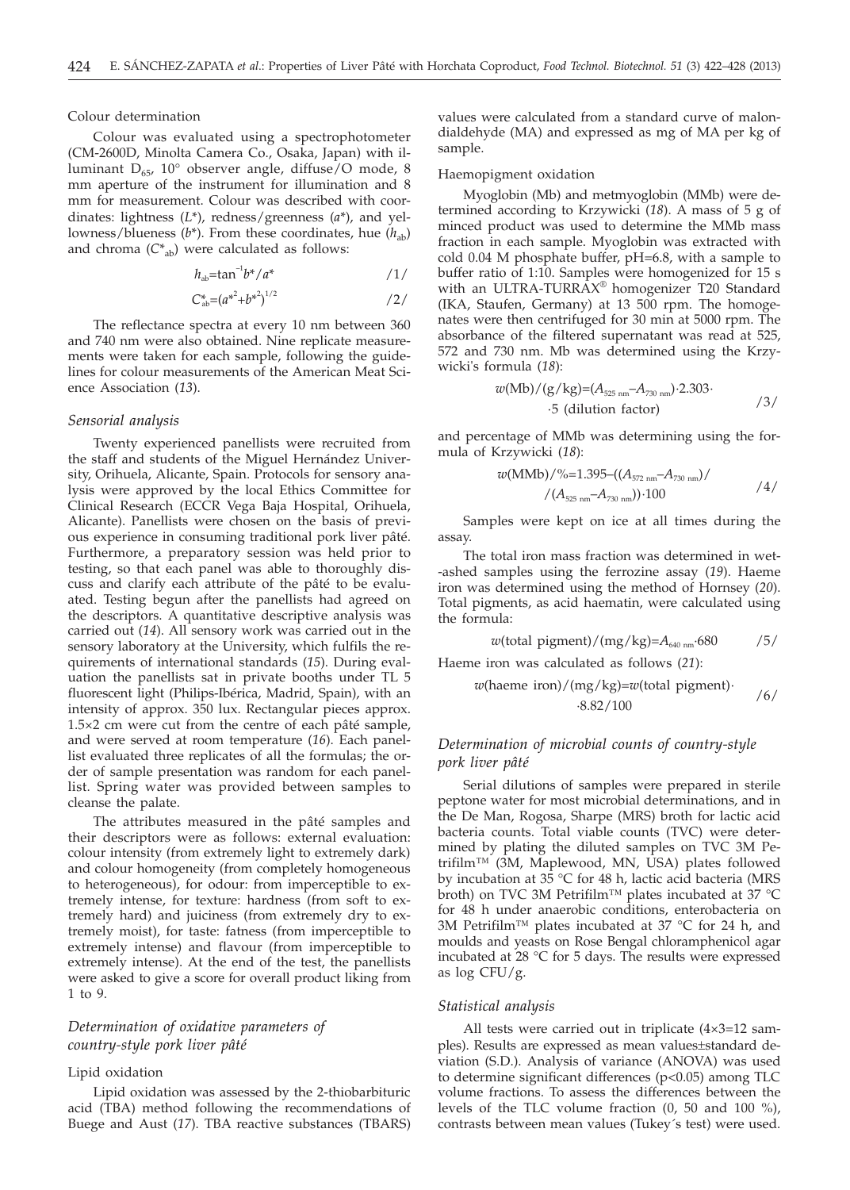Colour determination

Colour was evaluated using a spectrophotometer (CM-2600D, Minolta Camera Co., Osaka, Japan) with illuminant $D_{65}$, 10° observer angle, diffuse/O mode, 8 mm aperture of the instrument for illumination and 8 mm for measurement. Colour was described with coordinates: lightness ($L^*$), redness/greenness ($a^*$), and yellowness/blueness ($b^*$). From these coordinates, hue ($h_{ab}$) and chroma ($C^*_{ab}$) were calculated as follows:

$$h_{ab}=\tan^{-1}b^*/a^* \qquad /1/$$

$$C^*_{ab}=(a^{*2}+b^{*2})^{1/2} \qquad /2/$$

The reflectance spectra at every 10 nm between 360 and 740 nm were also obtained. Nine replicate measurements were taken for each sample, following the guidelines for colour measurements of the American Meat Science Association (*13*).

### *Sensorial analysis*

Twenty experienced panellists were recruited from the staff and students of the Miguel Hernández University, Orihuela, Alicante, Spain. Protocols for sensory analysis were approved by the local Ethics Committee for Clinical Research (ECCR Vega Baja Hospital, Orihuela, Alicante). Panellists were chosen on the basis of previous experience in consuming traditional pork liver pâté. Furthermore, a preparatory session was held prior to testing, so that each panel was able to thoroughly discuss and clarify each attribute of the pâté to be evaluated. Testing begun after the panellists had agreed on the descriptors. A quantitative descriptive analysis was carried out (*14*). All sensory work was carried out in the sensory laboratory at the University, which fulfils the requirements of international standards (*15*). During evaluation the panellists sat in private booths under TL 5 fluorescent light (Philips-Ibérica, Madrid, Spain), with an intensity of approx. 350 lux. Rectangular pieces approx. 1.5×2 cm were cut from the centre of each pâté sample, and were served at room temperature (*16*). Each panellist evaluated three replicates of all the formulas; the order of sample presentation was random for each panellist. Spring water was provided between samples to cleanse the palate.

The attributes measured in the pâté samples and their descriptors were as follows: external evaluation: colour intensity (from extremely light to extremely dark) and colour homogeneity (from completely homogeneous to heterogeneous), for odour: from imperceptible to extremely intense, for texture: hardness (from soft to extremely hard) and juiciness (from extremely dry to extremely moist), for taste: fatness (from imperceptible to extremely intense) and flavour (from imperceptible to extremely intense). At the end of the test, the panellists were asked to give a score for overall product liking from 1 to 9.

### *Determination of oxidative parameters of country-style pork liver pâté*

Lipid oxidation

Lipid oxidation was assessed by the 2-thiobarbituric acid (TBA) method following the recommendations of Buege and Aust (*17*). TBA reactive substances (TBARS) values were calculated from a standard curve of malondialdehyde (MA) and expressed as mg of MA per kg of sample.

Haemopigment oxidation

Myoglobin (Mb) and metmyoglobin (MMb) were determined according to Krzywicki (*18*). A mass of 5 g of minced product was used to determine the MMb mass fraction in each sample. Myoglobin was extracted with cold 0.04 M phosphate buffer, pH=6.8, with a sample to buffer ratio of 1:10. Samples were homogenized for 15 s with an ULTRA-TURRAX® homogenizer T20 Standard (IKA, Staufen, Germany) at 13 500 rpm. The homogenates were then centrifuged for 30 min at 5000 rpm. The absorbance of the filtered supernatant was read at 525, 572 and 730 nm. Mb was determined using the Krzywicki's formula (*18*):

$$w(\text{Mb})/(\text{g/kg})=(A_{525\text{ nm}}-A_{730\text{ nm}})\cdot 2.303\cdot 5\text{ (dilution factor)} \qquad /3/$$

and percentage of MMb was determining using the formula of Krzywicki (*18*):

$$w(\text{MMb})/\%=1.395-((A_{572\text{ nm}}-A_{730\text{ nm}})/(A_{525\text{ nm}}-A_{730\text{ nm}}))\cdot 100 \qquad /4/$$

Samples were kept on ice at all times during the assay.

The total iron mass fraction was determined in wet-ashed samples using the ferrozine assay (*19*). Haeme iron was determined using the method of Hornsey (*20*). Total pigments, as acid haematin, were calculated using the formula:

$$w(\text{total pigment})/(\text{mg/kg})=A_{640\text{ nm}}\cdot 680 \qquad /5/$$

Haeme iron was calculated as follows (*21*):

$$w(\text{haeme iron})/(\text{mg/kg})=w(\text{total pigment})\cdot 8.82/100 \qquad /6/$$

### *Determination of microbial counts of country-style pork liver pâté*

Serial dilutions of samples were prepared in sterile peptone water for most microbial determinations, and in the De Man, Rogosa, Sharpe (MRS) broth for lactic acid bacteria counts. Total viable counts (TVC) were determined by plating the diluted samples on TVC 3M Petrifilm™ (3M, Maplewood, MN, USA) plates followed by incubation at 35 °C for 48 h, lactic acid bacteria (MRS broth) on TVC 3M Petrifilm™ plates incubated at 37 °C for 48 h under anaerobic conditions, enterobacteria on 3M Petrifilm™ plates incubated at 37 °C for 24 h, and moulds and yeasts on Rose Bengal chloramphenicol agar incubated at 28 °C for 5 days. The results were expressed as log CFU/g.

### *Statistical analysis*

All tests were carried out in triplicate (4×3=12 samples). Results are expressed as mean values±standard deviation (S.D.). Analysis of variance (ANOVA) was used to determine significant differences ($p<0.05$) among TLC volume fractions. To assess the differences between the levels of the TLC volume fraction (0, 50 and 100 %), contrasts between mean values (Tukey´s test) were used.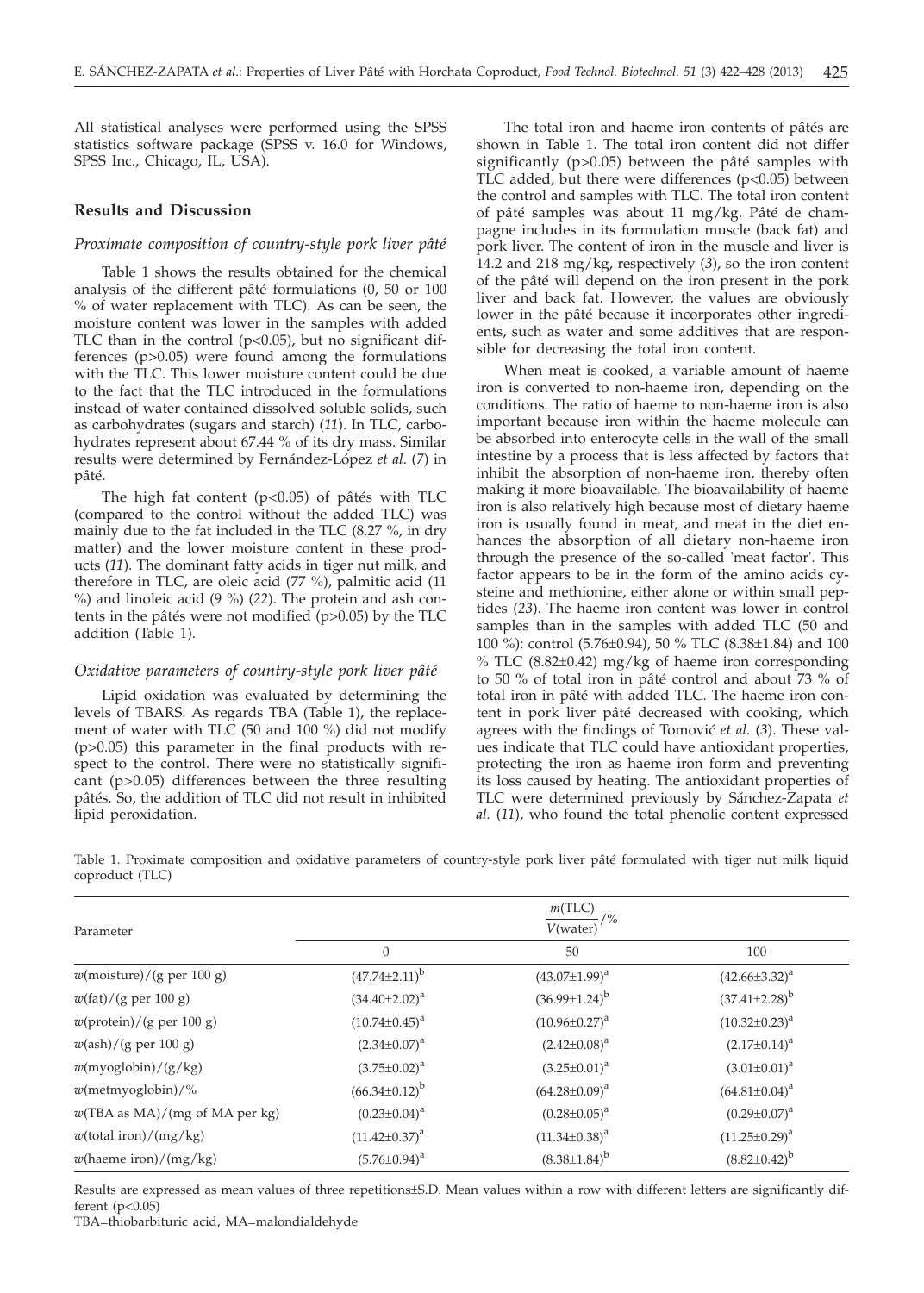All statistical analyses were performed using the SPSS statistics software package (SPSS v. 16.0 for Windows, SPSS Inc., Chicago, IL, USA).

## Results and Discussion

### *Proximate composition of country-style pork liver pâté*

Table 1 shows the results obtained for the chemical analysis of the different pâté formulations (0, 50 or 100 % of water replacement with TLC). As can be seen, the moisture content was lower in the samples with added TLC than in the control ($p<0.05$), but no significant differences ($p>0.05$) were found among the formulations with the TLC. This lower moisture content could be due to the fact that the TLC introduced in the formulations instead of water contained dissolved soluble solids, such as carbohydrates (sugars and starch) (*11*). In TLC, carbohydrates represent about 67.44 % of its dry mass. Similar results were determined by Fernández-López *et al.* (*7*) in pâté.

The high fat content ($p<0.05$) of pâtés with TLC (compared to the control without the added TLC) was mainly due to the fat included in the TLC (8.27 %, in dry matter) and the lower moisture content in these products (*11*). The dominant fatty acids in tiger nut milk, and therefore in TLC, are oleic acid (77 %), palmitic acid (11 %) and linoleic acid (9 %) (*22*). The protein and ash contents in the pâtés were not modified ($p>0.05$) by the TLC addition (Table 1).

### *Oxidative parameters of country-style pork liver pâté*

Lipid oxidation was evaluated by determining the levels of TBARS. As regards TBA (Table 1), the replacement of water with TLC (50 and 100 %) did not modify ($p>0.05$) this parameter in the final products with respect to the control. There were no statistically significant ($p>0.05$) differences between the three resulting pâtés. So, the addition of TLC did not result in inhibited lipid peroxidation.

The total iron and haeme iron contents of pâtés are shown in Table 1. The total iron content did not differ significantly ($p>0.05$) between the pâté samples with TLC added, but there were differences ($p<0.05$) between the control and samples with TLC. The total iron content of pâté samples was about 11 mg/kg. Pâté de champagne includes in its formulation muscle (back fat) and pork liver. The content of iron in the muscle and liver is 14.2 and 218 mg/kg, respectively (*3*), so the iron content of the pâté will depend on the iron present in the pork liver and back fat. However, the values are obviously lower in the pâté because it incorporates other ingredients, such as water and some additives that are responsible for decreasing the total iron content.

When meat is cooked, a variable amount of haeme iron is converted to non-haeme iron, depending on the conditions. The ratio of haeme to non-haeme iron is also important because iron within the haeme molecule can be absorbed into enterocyte cells in the wall of the small intestine by a process that is less affected by factors that inhibit the absorption of non-haeme iron, thereby often making it more bioavailable. The bioavailability of haeme iron is also relatively high because most of dietary haeme iron is usually found in meat, and meat in the diet enhances the absorption of all dietary non-haeme iron through the presence of the so-called 'meat factor'. This factor appears to be in the form of the amino acids cysteine and methionine, either alone or within small peptides (*23*). The haeme iron content was lower in control samples than in the samples with added TLC (50 and 100 %): control (5.76±0.94), 50 % TLC (8.38±1.84) and 100 % TLC (8.82±0.42) mg/kg of haeme iron corresponding to 50 % of total iron in pâté control and about 73 % of total iron in pâté with added TLC. The haeme iron content in pork liver pâté decreased with cooking, which agrees with the findings of Tomović *et al.* (*3*). These values indicate that TLC could have antioxidant properties, protecting the iron as haeme iron form and preventing its loss caused by heating. The antioxidant properties of TLC were determined previously by Sánchez-Zapata *et al.* (*11*), who found the total phenolic content expressed

Table 1. Proximate composition and oxidative parameters of country-style pork liver pâté formulated with tiger nut milk liquid coproduct (TLC)

| Parameter | $\frac{m(\text{TLC})}{V(\text{water})}$/% | | |
|---|---|---|---|
| | 0 | 50 | 100 |
| $w$(moisture)/(g per 100 g) | $(47.74\pm2.11)^{b}$ | $(43.07\pm1.99)^{a}$ | $(42.66\pm3.32)^{a}$ |
| $w$(fat)/(g per 100 g) | $(34.40\pm2.02)^{a}$ | $(36.99\pm1.24)^{b}$ | $(37.41\pm2.28)^{b}$ |
| $w$(protein)/(g per 100 g) | $(10.74\pm0.45)^{a}$ | $(10.96\pm0.27)^{a}$ | $(10.32\pm0.23)^{a}$ |
| $w$(ash)/(g per 100 g) | $(2.34\pm0.07)^{a}$ | $(2.42\pm0.08)^{a}$ | $(2.17\pm0.14)^{a}$ |
| $w$(myoglobin)/(g/kg) | $(3.75\pm0.02)^{a}$ | $(3.25\pm0.01)^{a}$ | $(3.01\pm0.01)^{a}$ |
| $w$(metmyoglobin)/% | $(66.34\pm0.12)^{b}$ | $(64.28\pm0.09)^{a}$ | $(64.81\pm0.04)^{a}$ |
| $w$(TBA as MA)/(mg of MA per kg) | $(0.23\pm0.04)^{a}$ | $(0.28\pm0.05)^{a}$ | $(0.29\pm0.07)^{a}$ |
| $w$(total iron)/(mg/kg) | $(11.42\pm0.37)^{a}$ | $(11.34\pm0.38)^{a}$ | $(11.25\pm0.29)^{a}$ |
| $w$(haeme iron)/(mg/kg) | $(5.76\pm0.94)^{a}$ | $(8.38\pm1.84)^{b}$ | $(8.82\pm0.42)^{b}$ |

Results are expressed as mean values of three repetitions±S.D. Mean values within a row with different letters are significantly different ($p<0.05$)

TBA=thiobarbituric acid, MA=malondialdehyde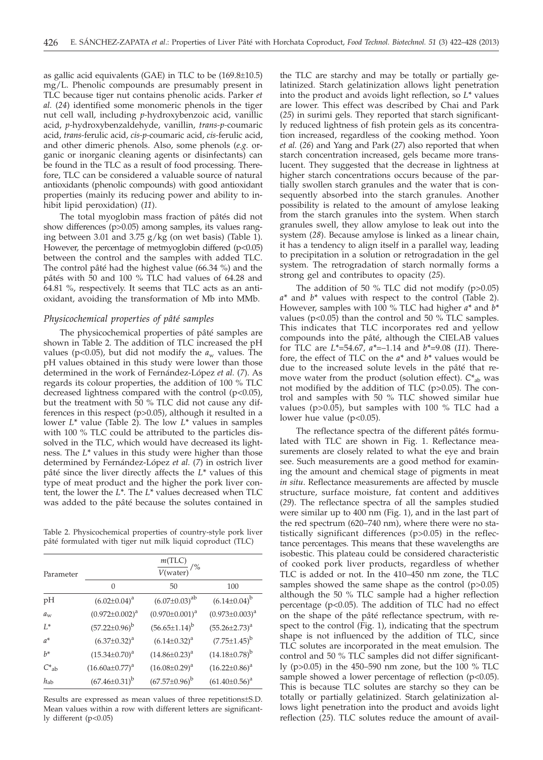as gallic acid equivalents (GAE) in TLC to be (169.8±10.5) mg/L. Phenolic compounds are presumably present in TLC because tiger nut contains phenolic acids. Parker *et al.* (*24*) identified some monomeric phenols in the tiger nut cell wall, including *p*-hydroxybenzoic acid, vanillic acid, *p*-hydroxybenzaldehyde, vanillin, *trans*-*p*-coumaric acid, *trans*-ferulic acid, *cis*-*p*-coumaric acid, *cis*-ferulic acid, and other dimeric phenols. Also, some phenols (*e.g.* organic or inorganic cleaning agents or disinfectants) can be found in the TLC as a result of food processing. Therefore, TLC can be considered a valuable source of natural antioxidants (phenolic compounds) with good antioxidant properties (mainly its reducing power and ability to inhibit lipid peroxidation) (*11*).

The total myoglobin mass fraction of pâtés did not show differences ($p>0.05$) among samples, its values ranging between 3.01 and 3.75 g/kg (on wet basis) (Table 1). However, the percentage of metmyoglobin differed ($p<0.05$) between the control and the samples with added TLC. The control pâté had the highest value (66.34 %) and the pâtés with 50 and 100 % TLC had values of 64.28 and 64.81 %, respectively. It seems that TLC acts as an antioxidant, avoiding the transformation of Mb into MMb.

### *Physicochemical properties of pâté samples*

The physicochemical properties of pâté samples are shown in Table 2. The addition of TLC increased the pH values ($p<0.05$), but did not modify the $a_w$ values. The pH values obtained in this study were lower than those determined in the work of Fernández-López *et al.* (*7*). As regards its colour properties, the addition of 100 % TLC decreased lightness compared with the control ($p<0.05$), but the treatment with 50 % TLC did not cause any differences in this respect ($p>0.05$), although it resulted in a lower $L^*$ value (Table 2). The low $L^*$ values in samples with 100 % TLC could be attributed to the particles dissolved in the TLC, which would have decreased its lightness. The $L^*$ values in this study were higher than those determined by Fernández-López *et al.* (*7*) in ostrich liver pâté since the liver directly affects the $L^*$ values of this type of meat product and the higher the pork liver content, the lower the $L^*$. The $L^*$ values decreased when TLC was added to the pâté because the solutes contained in the TLC are starchy and may be totally or partially gelatinized. Starch gelatinization allows light penetration into the product and avoids light reflection, so $L^*$ values are lower. This effect was described by Chai and Park (*25*) in surimi gels. They reported that starch significantly reduced lightness of fish protein gels as its concentration increased, regardless of the cooking method. Yoon *et al.* (*26*) and Yang and Park (*27*) also reported that when starch concentration increased, gels became more translucent. They suggested that the decrease in lightness at higher starch concentrations occurs because of the partially swollen starch granules and the water that is consequently absorbed into the starch granules. Another possibility is related to the amount of amylose leaking from the starch granules into the system. When starch granules swell, they allow amylose to leak out into the system (*28*). Because amylose is linked as a linear chain, it has a tendency to align itself in a parallel way, leading to precipitation in a solution or retrogradation in the gel system. The retrogradation of starch normally forms a strong gel and contributes to opacity (*25*).

Table 2. Physicochemical properties of country-style pork liver pâté formulated with tiger nut milk liquid coproduct (TLC)

| Parameter | $\frac{m(\text{TLC})}{V(\text{water})}$/% | | |
|---|---|---|---|
| | 0 | 50 | 100 |
| pH | $(6.02\pm0.04)^a$ | $(6.07\pm0.03)^{ab}$ | $(6.14\pm0.04)^b$ |
| $a_w$ | $(0.972\pm0.002)^a$ | $(0.970\pm0.001)^a$ | $(0.973\pm0.003)^a$ |
| $L^*$ | $(57.22\pm0.96)^b$ | $(56.65\pm1.14)^b$ | $(55.26\pm2.73)^a$ |
| $a^*$ | $(6.37\pm0.32)^a$ | $(6.14\pm0.32)^a$ | $(7.75\pm1.45)^b$ |
| $b^*$ | $(15.34\pm0.70)^a$ | $(14.86\pm0.23)^a$ | $(14.18\pm0.78)^b$ |
| $C^*_{ab}$ | $(16.60a\pm0.77)^a$ | $(16.08\pm0.29)^a$ | $(16.22\pm0.86)^a$ |
| $h_{ab}$ | $(67.46\pm0.31)^b$ | $(67.57\pm0.96)^b$ | $(61.40\pm0.56)^a$ |

Results are expressed as mean values of three repetitions±S.D. Mean values within a row with different letters are significantly different ($p<0.05$)

The addition of 50 % TLC did not modify ($p>0.05$) $a^*$ and $b^*$ values with respect to the control (Table 2). However, samples with 100 % TLC had higher $a^*$ and $b^*$ values ($p<0.05$) than the control and 50 % TLC samples. This indicates that TLC incorporates red and yellow compounds into the pâté, although the CIELAB values for TLC are $L^*$=54.67, $a^*$=–1.14 and $b^*$=9.08 (*11*). Therefore, the effect of TLC on the $a^*$ and $b^*$ values would be due to the increased solute levels in the pâté that remove water from the product (solution effect). $C^*_{ab}$ was not modified by the addition of TLC ($p>0.05$). The control and samples with 50 % TLC showed similar hue values ($p>0.05$), but samples with 100 % TLC had a lower hue value ($p<0.05$).

The reflectance spectra of the different pâtés formulated with TLC are shown in Fig. 1. Reflectance measurements are closely related to what the eye and brain see. Such measurements are a good method for examining the amount and chemical stage of pigments in meat *in situ*. Reflectance measurements are affected by muscle structure, surface moisture, fat content and additives (*29*). The reflectance spectra of all the samples studied were similar up to 400 nm (Fig. 1), and in the last part of the red spectrum (620–740 nm), where there were no statistically significant differences ($p>0.05$) in the reflectance percentages. This means that these wavelengths are isobestic. This plateau could be considered characteristic of cooked pork liver products, regardless of whether TLC is added or not. In the 410–450 nm zone, the TLC samples showed the same shape as the control ($p>0.05$) although the 50 % TLC sample had a higher reflection percentage ($p<0.05$). The addition of TLC had no effect on the shape of the pâté reflectance spectrum, with respect to the control (Fig. 1), indicating that the spectrum shape is not influenced by the addition of TLC, since TLC solutes are incorporated in the meat emulsion. The control and 50 % TLC samples did not differ significantly ($p>0.05$) in the 450–590 nm zone, but the 100 % TLC sample showed a lower percentage of reflection ($p<0.05$). This is because TLC solutes are starchy so they can be totally or partially gelatinized. Starch gelatinization allows light penetration into the product and avoids light reflection (*25*). TLC solutes reduce the amount of avail-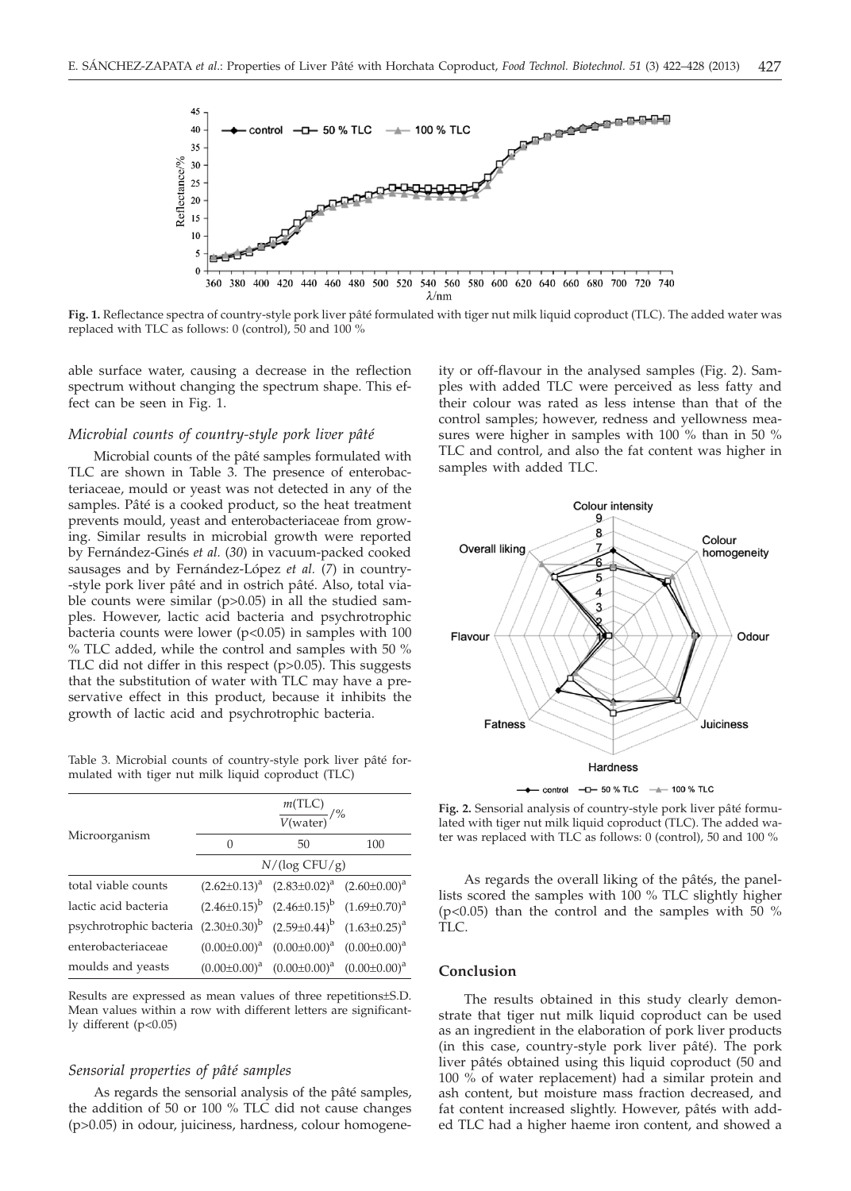**Fig. 1.** Reflectance spectra of country-style pork liver pâté formulated with tiger nut milk liquid coproduct (TLC). The added water was replaced with TLC as follows: 0 (control), 50 and 100 %

able surface water, causing a decrease in the reflection spectrum without changing the spectrum shape. This effect can be seen in Fig. 1.

### *Microbial counts of country-style pork liver pâté*

Microbial counts of the pâté samples formulated with TLC are shown in Table 3. The presence of enterobacteriaceae, mould or yeast was not detected in any of the samples. Pâté is a cooked product, so the heat treatment prevents mould, yeast and enterobacteriaceae from growing. Similar results in microbial growth were reported by Fernández-Ginés *et al.* (*30*) in vacuum-packed cooked sausages and by Fernández-López *et al.* (*7*) in country-style pork liver pâté and in ostrich pâté. Also, total viable counts were similar ($p>0.05$) in all the studied samples. However, lactic acid bacteria and psychrotrophic bacteria counts were lower ($p<0.05$) in samples with 100 % TLC added, while the control and samples with 50 % TLC did not differ in this respect ($p>0.05$). This suggests that the substitution of water with TLC may have a preservative effect in this product, because it inhibits the growth of lactic acid and psychrotrophic bacteria.

Table 3. Microbial counts of country-style pork liver pâté formulated with tiger nut milk liquid coproduct (TLC)

| Microorganism | $\frac{m(\text{TLC})}{V(\text{water})}/\%$ | | |
|---|---|---|---|
| | 0 | 50 | 100 |
| | $N/(\log \text{CFU/g})$ | | |
| total viable counts | $(2.62\pm0.13)^a$ | $(2.83\pm0.02)^a$ | $(2.60\pm0.00)^a$ |
| lactic acid bacteria | $(2.46\pm0.15)^b$ | $(2.46\pm0.15)^b$ | $(1.69\pm0.70)^a$ |
| psychrotrophic bacteria | $(2.30\pm0.30)^b$ | $(2.59\pm0.44)^b$ | $(1.63\pm0.25)^a$ |
| enterobacteriaceae | $(0.00\pm0.00)^a$ | $(0.00\pm0.00)^a$ | $(0.00\pm0.00)^a$ |
| moulds and yeasts | $(0.00\pm0.00)^a$ | $(0.00\pm0.00)^a$ | $(0.00\pm0.00)^a$ |

Results are expressed as mean values of three repetitions±S.D. Mean values within a row with different letters are significantly different ($p<0.05$)

### *Sensorial properties of pâté samples*

As regards the sensorial analysis of the pâté samples, the addition of 50 or 100 % TLC did not cause changes ($p>0.05$) in odour, juiciness, hardness, colour homogeneity or off-flavour in the analysed samples (Fig. 2). Samples with added TLC were perceived as less fatty and their colour was rated as less intense than that of the control samples; however, redness and yellowness measures were higher in samples with 100 % than in 50 % TLC and control, and also the fat content was higher in samples with added TLC.

**Fig. 2.** Sensorial analysis of country-style pork liver pâté formulated with tiger nut milk liquid coproduct (TLC). The added water was replaced with TLC as follows: 0 (control), 50 and 100 %

As regards the overall liking of the pâtés, the panellists scored the samples with 100 % TLC slightly higher ($p<0.05$) than the control and the samples with 50 % TLC.

## Conclusion

The results obtained in this study clearly demonstrate that tiger nut milk liquid coproduct can be used as an ingredient in the elaboration of pork liver products (in this case, country-style pork liver pâté). The pork liver pâtés obtained using this liquid coproduct (50 and 100 % of water replacement) had a similar protein and ash content, but moisture mass fraction decreased, and fat content increased slightly. However, pâtés with added TLC had a higher haeme iron content, and showed a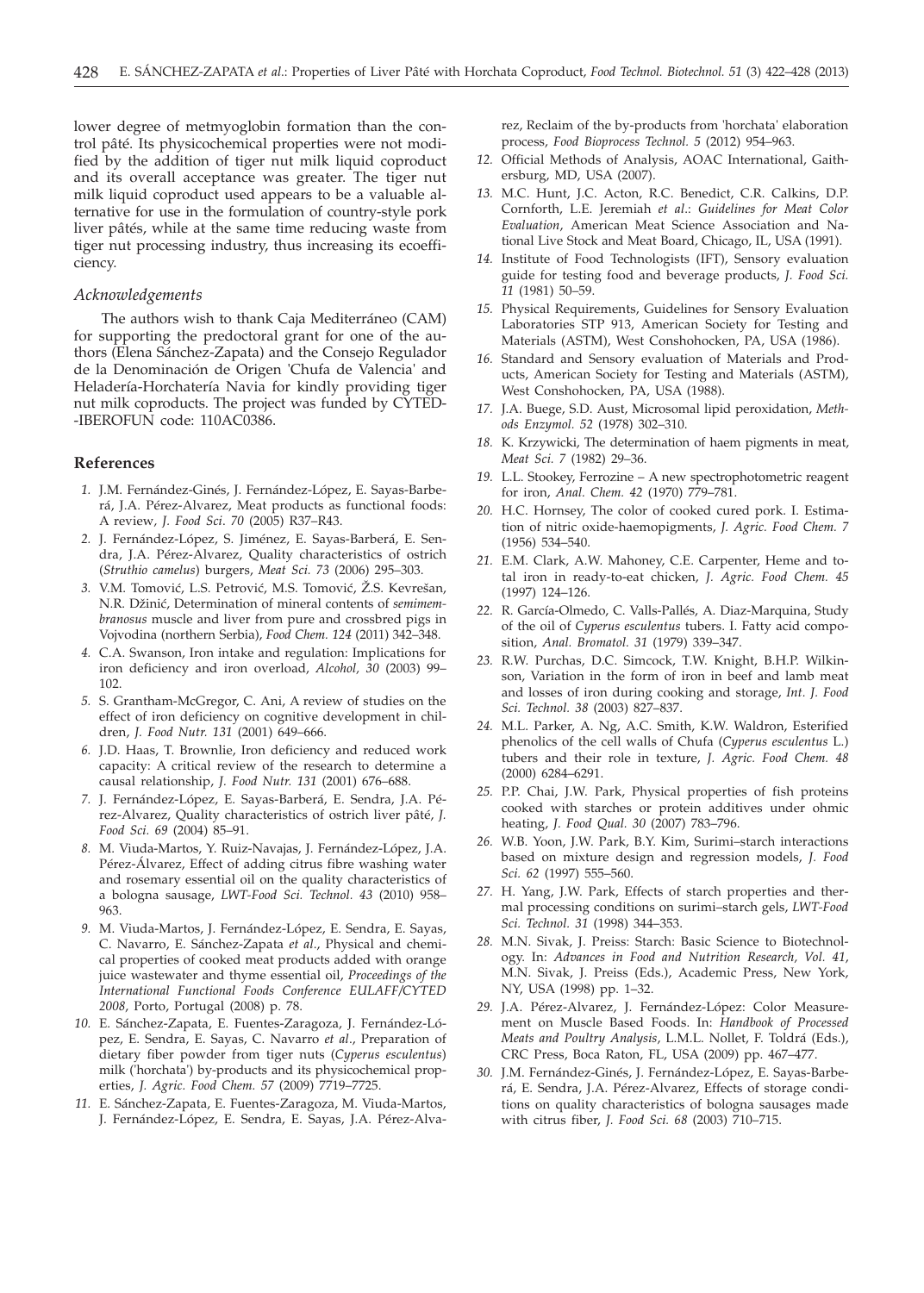lower degree of metmyoglobin formation than the control pâté. Its physicochemical properties were not modified by the addition of tiger nut milk liquid coproduct and its overall acceptance was greater. The tiger nut milk liquid coproduct used appears to be a valuable alternative for use in the formulation of country-style pork liver pâtés, while at the same time reducing waste from tiger nut processing industry, thus increasing its ecoefficiency.

### *Acknowledgements*

The authors wish to thank Caja Mediterráneo (CAM) for supporting the predoctoral grant for one of the authors (Elena Sánchez-Zapata) and the Consejo Regulador de la Denominación de Origen 'Chufa de Valencia' and Heladería-Horchatería Navia for kindly providing tiger nut milk coproducts. The project was funded by CYTED-IBEROFUN code: 110AC0386.

## References

1. J.M. Fernández-Ginés, J. Fernández-López, E. Sayas-Barberá, J.A. Pérez-Alvarez, Meat products as functional foods: A review, *J. Food Sci. 70* (2005) R37–R43.
2. J. Fernández-López, S. Jiménez, E. Sayas-Barberá, E. Sendra, J.A. Pérez-Alvarez, Quality characteristics of ostrich (*Struthio camelus*) burgers, *Meat Sci. 73* (2006) 295–303.
3. V.M. Tomović, L.S. Petrović, M.S. Tomović, Ž.S. Kevrešan, N.R. Džinić, Determination of mineral contents of *semimembranosus* muscle and liver from pure and crossbred pigs in Vojvodina (northern Serbia), *Food Chem. 124* (2011) 342–348.
4. C.A. Swanson, Iron intake and regulation: Implications for iron deficiency and iron overload, *Alcohol, 30* (2003) 99–102.
5. S. Grantham-McGregor, C. Ani, A review of studies on the effect of iron deficiency on cognitive development in children, *J. Food Nutr. 131* (2001) 649–666.
6. J.D. Haas, T. Brownlie, Iron deficiency and reduced work capacity: A critical review of the research to determine a causal relationship, *J. Food Nutr. 131* (2001) 676–688.
7. J. Fernández-López, E. Sayas-Barberá, E. Sendra, J.A. Pérez-Alvarez, Quality characteristics of ostrich liver pâté, *J. Food Sci. 69* (2004) 85–91.
8. M. Viuda-Martos, Y. Ruiz-Navajas, J. Fernández-López, J.A. Pérez-Álvarez, Effect of adding citrus fibre washing water and rosemary essential oil on the quality characteristics of a bologna sausage, *LWT-Food Sci. Technol. 43* (2010) 958–963.
9. M. Viuda-Martos, J. Fernández-López, E. Sendra, E. Sayas, C. Navarro, E. Sánchez-Zapata *et al*., Physical and chemical properties of cooked meat products added with orange juice wastewater and thyme essential oil, *Proceedings of the International Functional Foods Conference EULAFF/CYTED 2008*, Porto, Portugal (2008) p. 78.
10. E. Sánchez-Zapata, E. Fuentes-Zaragoza, J. Fernández-López, E. Sendra, E. Sayas, C. Navarro *et al*., Preparation of dietary fiber powder from tiger nuts (*Cyperus esculentus*) milk ('horchata') by-products and its physicochemical properties, *J. Agric. Food Chem. 57* (2009) 7719–7725.
11. E. Sánchez-Zapata, E. Fuentes-Zaragoza, M. Viuda-Martos, J. Fernández-López, E. Sendra, E. Sayas, J.A. Pérez-Alvarez, Reclaim of the by-products from 'horchata' elaboration process, *Food Bioprocess Technol. 5* (2012) 954–963.
12. Official Methods of Analysis, AOAC International, Gaithersburg, MD, USA (2007).
13. M.C. Hunt, J.C. Acton, R.C. Benedict, C.R. Calkins, D.P. Cornforth, L.E. Jeremiah *et al*.: *Guidelines for Meat Color Evaluation*, American Meat Science Association and National Live Stock and Meat Board, Chicago, IL, USA (1991).
14. Institute of Food Technologists (IFT), Sensory evaluation guide for testing food and beverage products, *J. Food Sci. 11* (1981) 50–59.
15. Physical Requirements, Guidelines for Sensory Evaluation Laboratories STP 913, American Society for Testing and Materials (ASTM), West Conshohocken, PA, USA (1986).
16. Standard and Sensory evaluation of Materials and Products, American Society for Testing and Materials (ASTM), West Conshohocken, PA, USA (1988).
17. J.A. Buege, S.D. Aust, Microsomal lipid peroxidation, *Methods Enzymol. 52* (1978) 302–310.
18. K. Krzywicki, The determination of haem pigments in meat, *Meat Sci. 7* (1982) 29–36.
19. L.L. Stookey, Ferrozine – A new spectrophotometric reagent for iron, *Anal. Chem. 42* (1970) 779–781.
20. H.C. Hornsey, The color of cooked cured pork. I. Estimation of nitric oxide-haemopigments, *J. Agric. Food Chem. 7* (1956) 534–540.
21. E.M. Clark, A.W. Mahoney, C.E. Carpenter, Heme and total iron in ready-to-eat chicken, *J. Agric. Food Chem. 45* (1997) 124–126.
22. R. García-Olmedo, C. Valls-Pallés, A. Diaz-Marquina, Study of the oil of *Cyperus esculentus* tubers. I. Fatty acid composition, *Anal. Bromatol. 31* (1979) 339–347.
23. R.W. Purchas, D.C. Simcock, T.W. Knight, B.H.P. Wilkinson, Variation in the form of iron in beef and lamb meat and losses of iron during cooking and storage, *Int. J. Food Sci. Technol. 38* (2003) 827–837.
24. M.L. Parker, A. Ng, A.C. Smith, K.W. Waldron, Esterified phenolics of the cell walls of Chufa (*Cyperus esculentus* L.) tubers and their role in texture, *J. Agric. Food Chem. 48* (2000) 6284–6291.
25. P.P. Chai, J.W. Park, Physical properties of fish proteins cooked with starches or protein additives under ohmic heating, *J. Food Qual. 30* (2007) 783–796.
26. W.B. Yoon, J.W. Park, B.Y. Kim, Surimi–starch interactions based on mixture design and regression models, *J. Food Sci. 62* (1997) 555–560.
27. H. Yang, J.W. Park, Effects of starch properties and thermal processing conditions on surimi–starch gels, *LWT-Food Sci. Technol. 31* (1998) 344–353.
28. M.N. Sivak, J. Preiss: Starch: Basic Science to Biotechnology. In: *Advances in Food and Nutrition Research, Vol. 41*, M.N. Sivak, J. Preiss (Eds.), Academic Press, New York, NY, USA (1998) pp. 1–32.
29. J.A. Pérez-Alvarez, J. Fernández-López: Color Measurement on Muscle Based Foods. In: *Handbook of Processed Meats and Poultry Analysis*, L.M.L. Nollet, F. Toldrá (Eds.), CRC Press, Boca Raton, FL, USA (2009) pp. 467–477.
30. J.M. Fernández-Ginés, J. Fernández-López, E. Sayas-Barberá, E. Sendra, J.A. Pérez-Alvarez, Effects of storage conditions on quality characteristics of bologna sausages made with citrus fiber, *J. Food Sci. 68* (2003) 710–715.